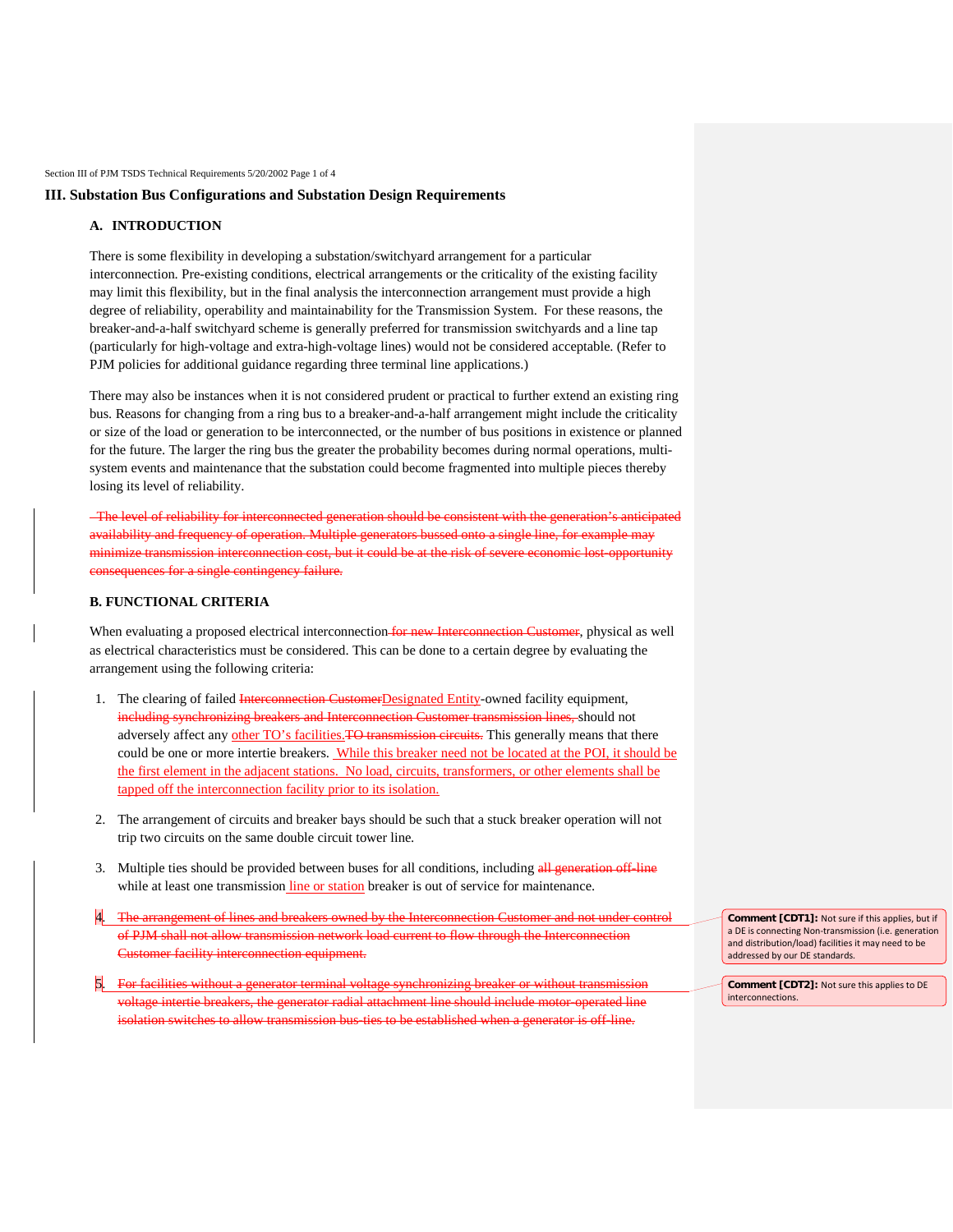## III. Substation Bus Configurations and Substation Design Requirements

### A. INTRODUCTION

There is some flexibility in developing a substation/switchyard arrangement for a particular interconnection. Pre-existing conditions, electrical arrangements or the criticality of the existing facility may limit this flexibility, but in the final analysis the interconnection arrangement must provide a high degree of reliability, operability and maintainability for the Transmission System. For these reasons, the breaker-and-a-half switchyard scheme is generally preferred for transmission switchyards and a line tap (particularly for high-voltage and extra-high-voltage lines) would not be considered acceptable. (Refer to PJM policies for additional guidance regarding three terminal line applications.)

There may also be instances when it is not considered prudent or practical to further extend an existing ring bus. Reasons for changing from a ring bus to a breaker-and-a-half arrangement might include the criticality or size of the load or generation to be interconnected, or the number of bus positions in existence or planned for the future. The larger the ring bus the greater the probability becomes during normal operations, multi-system events and maintenance that the substation could become fragmented into multiple pieces thereby losing its level of reliability.

~~The level of reliability for interconnected generation should be consistent with the generation's anticipated availability and frequency of operation. Multiple generators bussed onto a single line, for example may minimize transmission interconnection cost, but it could be at the risk of severe economic lost-opportunity consequences for a single contingency failure.~~

### B. FUNCTIONAL CRITERIA

When evaluating a proposed electrical interconnection ~~for new Interconnection Customer~~, physical as well as electrical characteristics must be considered. This can be done to a certain degree by evaluating the arrangement using the following criteria:

1. The clearing of failed ~~Interconnection Customer~~Designated Entity-owned facility equipment, ~~including synchronizing breakers and Interconnection Customer transmission lines,~~ should not adversely affect any other TO's facilities.~~TO transmission circuits.~~ This generally means that there could be one or more intertie breakers. While this breaker need not be located at the POI, it should be the first element in the adjacent stations. No load, circuits, transformers, or other elements shall be tapped off the interconnection facility prior to its isolation.

2. The arrangement of circuits and breaker bays should be such that a stuck breaker operation will not trip two circuits on the same double circuit tower line.

3. Multiple ties should be provided between buses for all conditions, including ~~all generation off-line~~ while at least one transmission line or station breaker is out of service for maintenance.

4. ~~The arrangement of lines and breakers owned by the Interconnection Customer and not under control of PJM shall not allow transmission network load current to flow through the Interconnection Customer facility interconnection equipment.~~

5. ~~For facilities without a generator terminal voltage synchronizing breaker or without transmission voltage intertie breakers, the generator radial attachment line should include motor-operated line isolation switches to allow transmission bus-ties to be established when a generator is off-line.~~

> **Comment [CDT1]:** Not sure if this applies, but if a DE is connecting Non-transmission (i.e. generation and distribution/load) facilities it may need to be addressed by our DE standards.

> **Comment [CDT2]:** Not sure this applies to DE interconnections.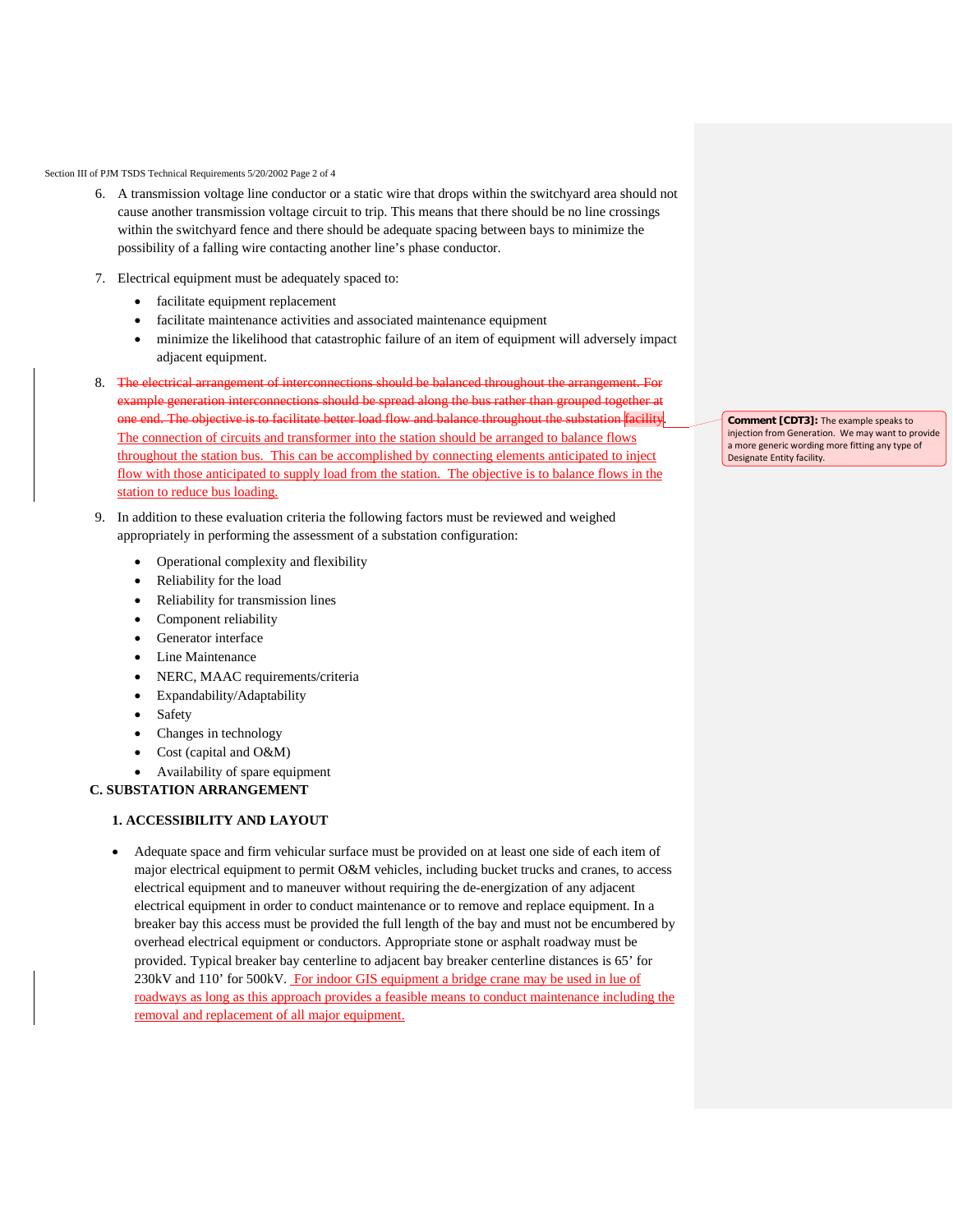6. A transmission voltage line conductor or a static wire that drops within the switchyard area should not cause another transmission voltage circuit to trip. This means that there should be no line crossings within the switchyard fence and there should be adequate spacing between bays to minimize the possibility of a falling wire contacting another line's phase conductor.

7. Electrical equipment must be adequately spaced to:

   - facilitate equipment replacement
   - facilitate maintenance activities and associated maintenance equipment
   - minimize the likelihood that catastrophic failure of an item of equipment will adversely impact adjacent equipment.

8. ~~The electrical arrangement of interconnections should be balanced throughout the arrangement. For example generation interconnections should be spread along the bus rather than grouped together at one end. The objective is to facilitate better load flow and balance throughout the substation facility.~~ The connection of circuits and transformer into the station should be arranged to balance flows throughout the station bus. This can be accomplished by connecting elements anticipated to inject flow with those anticipated to supply load from the station. The objective is to balance flows in the station to reduce bus loading.

   > **Comment [CDT3]:** The example speaks to injection from Generation. We may want to provide a more generic wording more fitting any type of Designate Entity facility.

9. In addition to these evaluation criteria the following factors must be reviewed and weighed appropriately in performing the assessment of a substation configuration:

   - Operational complexity and flexibility
   - Reliability for the load
   - Reliability for transmission lines
   - Component reliability
   - Generator interface
   - Line Maintenance
   - NERC, MAAC requirements/criteria
   - Expandability/Adaptability
   - Safety
   - Changes in technology
   - Cost (capital and O&M)
   - Availability of spare equipment

## C. SUBSTATION ARRANGEMENT

### 1. ACCESSIBILITY AND LAYOUT

- Adequate space and firm vehicular surface must be provided on at least one side of each item of major electrical equipment to permit O&M vehicles, including bucket trucks and cranes, to access electrical equipment and to maneuver without requiring the de-energization of any adjacent electrical equipment in order to conduct maintenance or to remove and replace equipment. In a breaker bay this access must be provided the full length of the bay and must not be encumbered by overhead electrical equipment or conductors. Appropriate stone or asphalt roadway must be provided. Typical breaker bay centerline to adjacent bay breaker centerline distances is 65' for 230kV and 110' for 500kV. For indoor GIS equipment a bridge crane may be used in lue of roadways as long as this approach provides a feasible means to conduct maintenance including the removal and replacement of all major equipment.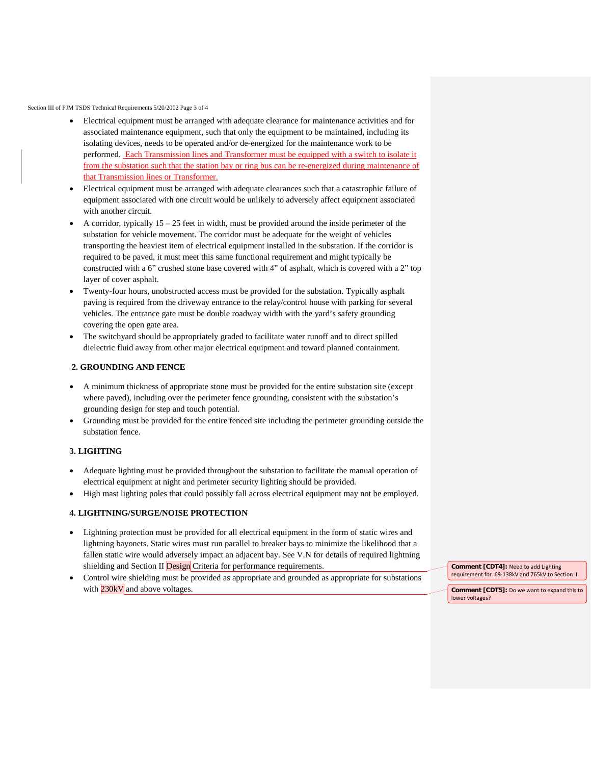- Electrical equipment must be arranged with adequate clearance for maintenance activities and for associated maintenance equipment, such that only the equipment to be maintained, including its isolating devices, needs to be operated and/or de-energized for the maintenance work to be performed. Each Transmission lines and Transformer must be equipped with a switch to isolate it from the substation such that the station bay or ring bus can be re-energized during maintenance of that Transmission lines or Transformer.
- Electrical equipment must be arranged with adequate clearances such that a catastrophic failure of equipment associated with one circuit would be unlikely to adversely affect equipment associated with another circuit.
- A corridor, typically 15 – 25 feet in width, must be provided around the inside perimeter of the substation for vehicle movement. The corridor must be adequate for the weight of vehicles transporting the heaviest item of electrical equipment installed in the substation. If the corridor is required to be paved, it must meet this same functional requirement and might typically be constructed with a 6" crushed stone base covered with 4" of asphalt, which is covered with a 2" top layer of cover asphalt.
- Twenty-four hours, unobstructed access must be provided for the substation. Typically asphalt paving is required from the driveway entrance to the relay/control house with parking for several vehicles. The entrance gate must be double roadway width with the yard's safety grounding covering the open gate area.
- The switchyard should be appropriately graded to facilitate water runoff and to direct spilled dielectric fluid away from other major electrical equipment and toward planned containment.

## 2. GROUNDING AND FENCE

- A minimum thickness of appropriate stone must be provided for the entire substation site (except where paved), including over the perimeter fence grounding, consistent with the substation's grounding design for step and touch potential.
- Grounding must be provided for the entire fenced site including the perimeter grounding outside the substation fence.

## 3. LIGHTING

- Adequate lighting must be provided throughout the substation to facilitate the manual operation of electrical equipment at night and perimeter security lighting should be provided.
- High mast lighting poles that could possibly fall across electrical equipment may not be employed.

## 4. LIGHTNING/SURGE/NOISE PROTECTION

- Lightning protection must be provided for all electrical equipment in the form of static wires and lightning bayonets. Static wires must run parallel to breaker bays to minimize the likelihood that a fallen static wire would adversely impact an adjacent bay. See V.N for details of required lightning shielding and Section II Design Criteria for performance requirements.
- Control wire shielding must be provided as appropriate and grounded as appropriate for substations with 230kV and above voltages.

**Comment [CDT4]:** Need to add Lighting requirement for 69-138kV and 765kV to Section II.

**Comment [CDT5]:** Do we want to expand this to lower voltages?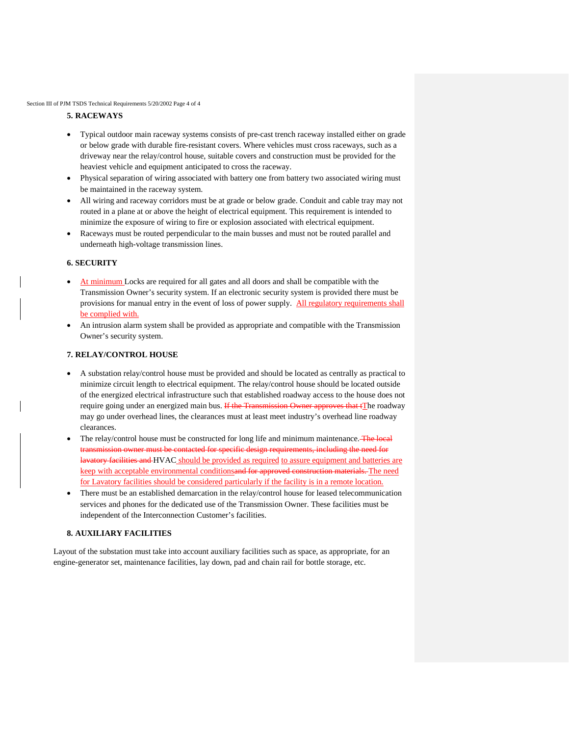**5. RACEWAYS**

- Typical outdoor main raceway systems consists of pre-cast trench raceway installed either on grade or below grade with durable fire-resistant covers. Where vehicles must cross raceways, such as a driveway near the relay/control house, suitable covers and construction must be provided for the heaviest vehicle and equipment anticipated to cross the raceway.
- Physical separation of wiring associated with battery one from battery two associated wiring must be maintained in the raceway system.
- All wiring and raceway corridors must be at grade or below grade. Conduit and cable tray may not routed in a plane at or above the height of electrical equipment. This requirement is intended to minimize the exposure of wiring to fire or explosion associated with electrical equipment.
- Raceways must be routed perpendicular to the main busses and must not be routed parallel and underneath high-voltage transmission lines.

**6. SECURITY**

- At minimum Locks are required for all gates and all doors and shall be compatible with the Transmission Owner's security system. If an electronic security system is provided there must be provisions for manual entry in the event of loss of power supply. All regulatory requirements shall be complied with.
- An intrusion alarm system shall be provided as appropriate and compatible with the Transmission Owner's security system.

**7. RELAY/CONTROL HOUSE**

- A substation relay/control house must be provided and should be located as centrally as practical to minimize circuit length to electrical equipment. The relay/control house should be located outside of the energized electrical infrastructure such that established roadway access to the house does not require going under an energized main bus. ~~If the Transmission Owner approves that t~~The roadway may go under overhead lines, the clearances must at least meet industry's overhead line roadway clearances.
- The relay/control house must be constructed for long life and minimum maintenance. ~~The local transmission owner must be contacted for specific design requirements, including the need for lavatory facilities and~~ HVAC should be provided as required to assure equipment and batteries are keep with acceptable environmental conditions~~and for approved construction materials.~~ The need for Lavatory facilities should be considered particularly if the facility is in a remote location.
- There must be an established demarcation in the relay/control house for leased telecommunication services and phones for the dedicated use of the Transmission Owner. These facilities must be independent of the Interconnection Customer's facilities.

**8. AUXILIARY FACILITIES**

Layout of the substation must take into account auxiliary facilities such as space, as appropriate, for an engine-generator set, maintenance facilities, lay down, pad and chain rail for bottle storage, etc.